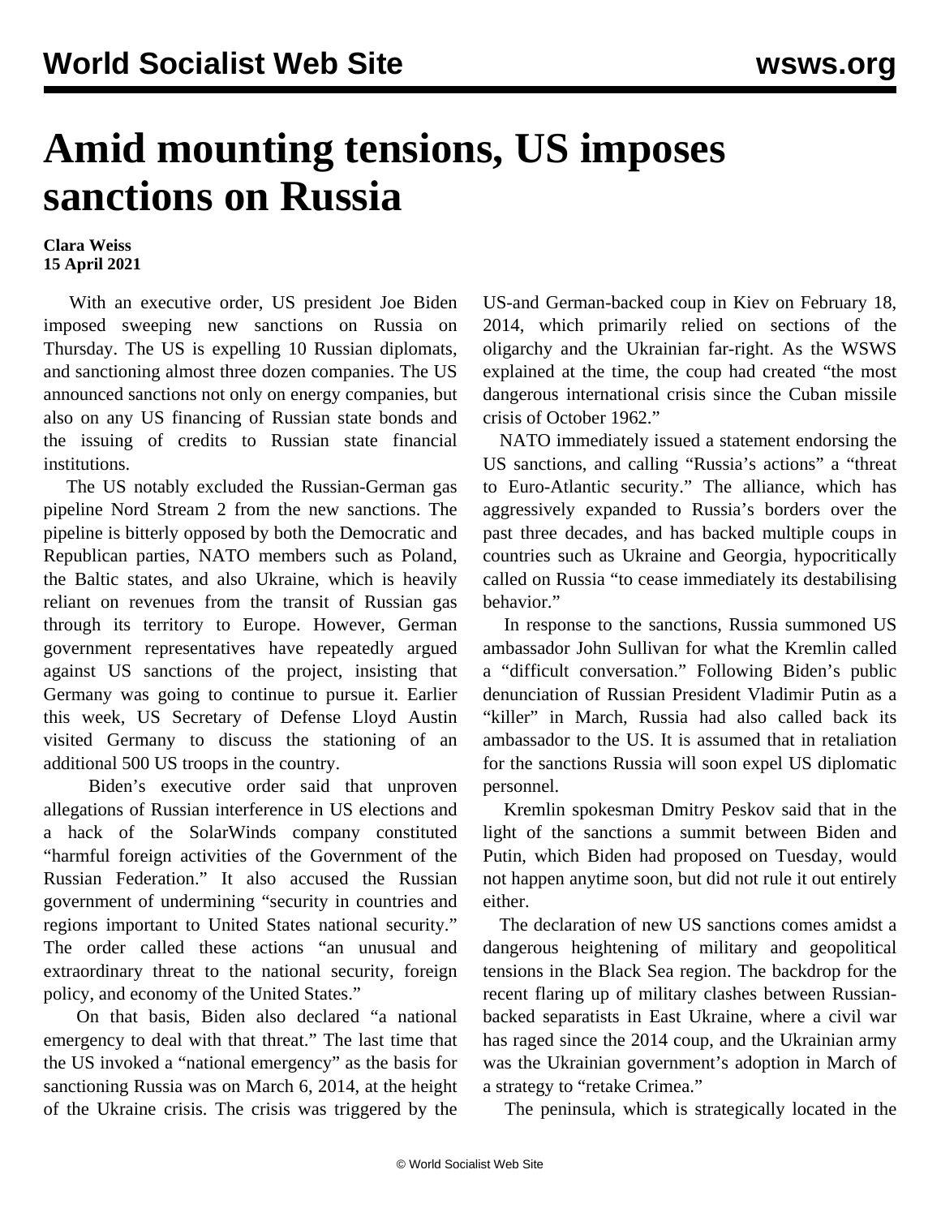# Amid mounting tensions, US imposes sanctions on Russia

**Clara Weiss**
**15 April 2021**

With an executive order, US president Joe Biden imposed sweeping new sanctions on Russia on Thursday. The US is expelling 10 Russian diplomats, and sanctioning almost three dozen companies. The US announced sanctions not only on energy companies, but also on any US financing of Russian state bonds and the issuing of credits to Russian state financial institutions.

The US notably excluded the Russian-German gas pipeline Nord Stream 2 from the new sanctions. The pipeline is bitterly opposed by both the Democratic and Republican parties, NATO members such as Poland, the Baltic states, and also Ukraine, which is heavily reliant on revenues from the transit of Russian gas through its territory to Europe. However, German government representatives have repeatedly argued against US sanctions of the project, insisting that Germany was going to continue to pursue it. Earlier this week, US Secretary of Defense Lloyd Austin visited Germany to discuss the stationing of an additional 500 US troops in the country.

Biden's executive order said that unproven allegations of Russian interference in US elections and a hack of the SolarWinds company constituted "harmful foreign activities of the Government of the Russian Federation." It also accused the Russian government of undermining "security in countries and regions important to United States national security." The order called these actions "an unusual and extraordinary threat to the national security, foreign policy, and economy of the United States."

On that basis, Biden also declared "a national emergency to deal with that threat." The last time that the US invoked a "national emergency" as the basis for sanctioning Russia was on March 6, 2014, at the height of the Ukraine crisis. The crisis was triggered by the US-and German-backed coup in Kiev on February 18, 2014, which primarily relied on sections of the oligarchy and the Ukrainian far-right. As the WSWS explained at the time, the coup had created "the most dangerous international crisis since the Cuban missile crisis of October 1962."

NATO immediately issued a statement endorsing the US sanctions, and calling "Russia's actions" a "threat to Euro-Atlantic security." The alliance, which has aggressively expanded to Russia's borders over the past three decades, and has backed multiple coups in countries such as Ukraine and Georgia, hypocritically called on Russia "to cease immediately its destabilising behavior."

In response to the sanctions, Russia summoned US ambassador John Sullivan for what the Kremlin called a "difficult conversation." Following Biden's public denunciation of Russian President Vladimir Putin as a "killer" in March, Russia had also called back its ambassador to the US. It is assumed that in retaliation for the sanctions Russia will soon expel US diplomatic personnel.

Kremlin spokesman Dmitry Peskov said that in the light of the sanctions a summit between Biden and Putin, which Biden had proposed on Tuesday, would not happen anytime soon, but did not rule it out entirely either.

The declaration of new US sanctions comes amidst a dangerous heightening of military and geopolitical tensions in the Black Sea region. The backdrop for the recent flaring up of military clashes between Russian-backed separatists in East Ukraine, where a civil war has raged since the 2014 coup, and the Ukrainian army was the Ukrainian government's adoption in March of a strategy to "retake Crimea."

The peninsula, which is strategically located in the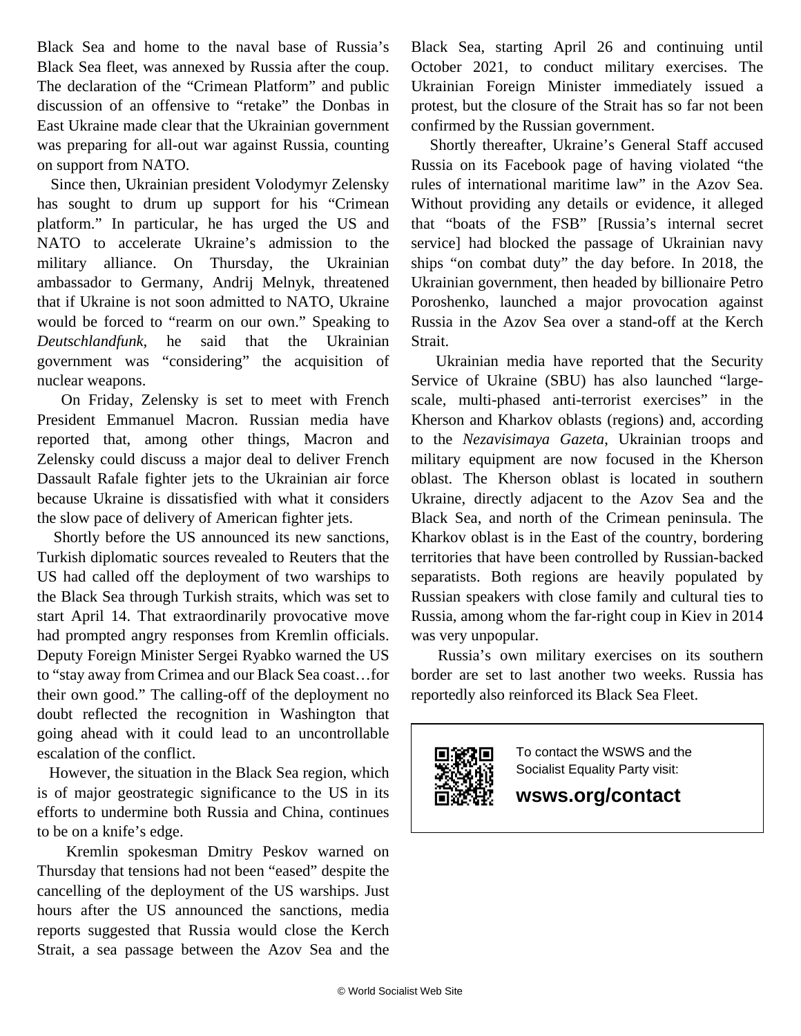Black Sea and home to the naval base of Russia's Black Sea fleet, was annexed by Russia after the coup. The declaration of the "Crimean Platform" and public discussion of an offensive to "retake" the Donbas in East Ukraine made clear that the Ukrainian government was preparing for all-out war against Russia, counting on support from NATO.

Since then, Ukrainian president Volodymyr Zelensky has sought to drum up support for his "Crimean platform." In particular, he has urged the US and NATO to accelerate Ukraine's admission to the military alliance. On Thursday, the Ukrainian ambassador to Germany, Andrij Melnyk, threatened that if Ukraine is not soon admitted to NATO, Ukraine would be forced to "rearm on our own." Speaking to *Deutschlandfunk*, he said that the Ukrainian government was "considering" the acquisition of nuclear weapons.

On Friday, Zelensky is set to meet with French President Emmanuel Macron. Russian media have reported that, among other things, Macron and Zelensky could discuss a major deal to deliver French Dassault Rafale fighter jets to the Ukrainian air force because Ukraine is dissatisfied with what it considers the slow pace of delivery of American fighter jets.

Shortly before the US announced its new sanctions, Turkish diplomatic sources revealed to Reuters that the US had called off the deployment of two warships to the Black Sea through Turkish straits, which was set to start April 14. That extraordinarily provocative move had prompted angry responses from Kremlin officials. Deputy Foreign Minister Sergei Ryabko warned the US to "stay away from Crimea and our Black Sea coast…for their own good." The calling-off of the deployment no doubt reflected the recognition in Washington that going ahead with it could lead to an uncontrollable escalation of the conflict.

However, the situation in the Black Sea region, which is of major geostrategic significance to the US in its efforts to undermine both Russia and China, continues to be on a knife's edge.

Kremlin spokesman Dmitry Peskov warned on Thursday that tensions had not been "eased" despite the cancelling of the deployment of the US warships. Just hours after the US announced the sanctions, media reports suggested that Russia would close the Kerch Strait, a sea passage between the Azov Sea and the Black Sea, starting April 26 and continuing until October 2021, to conduct military exercises. The Ukrainian Foreign Minister immediately issued a protest, but the closure of the Strait has so far not been confirmed by the Russian government.

Shortly thereafter, Ukraine's General Staff accused Russia on its Facebook page of having violated "the rules of international maritime law" in the Azov Sea. Without providing any details or evidence, it alleged that "boats of the FSB" [Russia's internal secret service] had blocked the passage of Ukrainian navy ships "on combat duty" the day before. In 2018, the Ukrainian government, then headed by billionaire Petro Poroshenko, launched a major provocation against Russia in the Azov Sea over a stand-off at the Kerch Strait.

Ukrainian media have reported that the Security Service of Ukraine (SBU) has also launched "large-scale, multi-phased anti-terrorist exercises" in the Kherson and Kharkov oblasts (regions) and, according to the *Nezavisimaya Gazeta*, Ukrainian troops and military equipment are now focused in the Kherson oblast. The Kherson oblast is located in southern Ukraine, directly adjacent to the Azov Sea and the Black Sea, and north of the Crimean peninsula. The Kharkov oblast is in the East of the country, bordering territories that have been controlled by Russian-backed separatists. Both regions are heavily populated by Russian speakers with close family and cultural ties to Russia, among whom the far-right coup in Kiev in 2014 was very unpopular.

Russia's own military exercises on its southern border are set to last another two weeks. Russia has reportedly also reinforced its Black Sea Fleet.

To contact the WSWS and the Socialist Equality Party visit:

**wsws.org/contact**